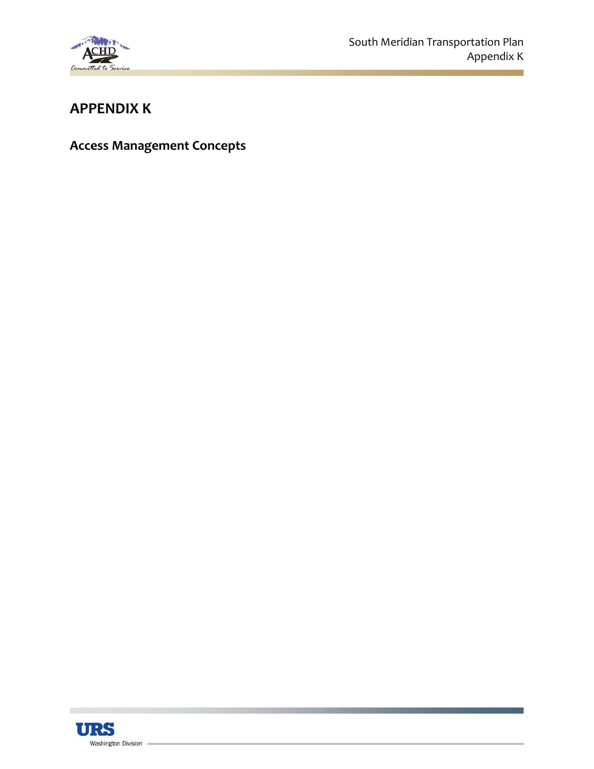# APPENDIX K

## Access Management Concepts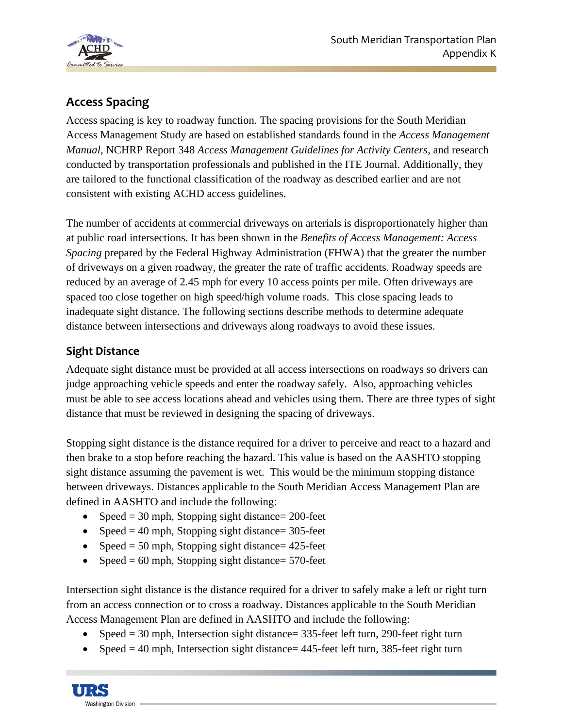## Access Spacing

Access spacing is key to roadway function. The spacing provisions for the South Meridian Access Management Study are based on established standards found in the *Access Management Manual*, NCHRP Report 348 *Access Management Guidelines for Activity Centers*, and research conducted by transportation professionals and published in the ITE Journal. Additionally, they are tailored to the functional classification of the roadway as described earlier and are not consistent with existing ACHD access guidelines.

The number of accidents at commercial driveways on arterials is disproportionately higher than at public road intersections. It has been shown in the *Benefits of Access Management: Access Spacing* prepared by the Federal Highway Administration (FHWA) that the greater the number of driveways on a given roadway, the greater the rate of traffic accidents. Roadway speeds are reduced by an average of 2.45 mph for every 10 access points per mile. Often driveways are spaced too close together on high speed/high volume roads. This close spacing leads to inadequate sight distance. The following sections describe methods to determine adequate distance between intersections and driveways along roadways to avoid these issues.

### Sight Distance

Adequate sight distance must be provided at all access intersections on roadways so drivers can judge approaching vehicle speeds and enter the roadway safely. Also, approaching vehicles must be able to see access locations ahead and vehicles using them. There are three types of sight distance that must be reviewed in designing the spacing of driveways.

Stopping sight distance is the distance required for a driver to perceive and react to a hazard and then brake to a stop before reaching the hazard. This value is based on the AASHTO stopping sight distance assuming the pavement is wet. This would be the minimum stopping distance between driveways. Distances applicable to the South Meridian Access Management Plan are defined in AASHTO and include the following:

- Speed = 30 mph, Stopping sight distance= 200-feet
- Speed = 40 mph, Stopping sight distance= 305-feet
- Speed = 50 mph, Stopping sight distance= 425-feet
- Speed = 60 mph, Stopping sight distance= 570-feet

Intersection sight distance is the distance required for a driver to safely make a left or right turn from an access connection or to cross a roadway. Distances applicable to the South Meridian Access Management Plan are defined in AASHTO and include the following:

- Speed = 30 mph, Intersection sight distance= 335-feet left turn, 290-feet right turn
- Speed = 40 mph, Intersection sight distance= 445-feet left turn, 385-feet right turn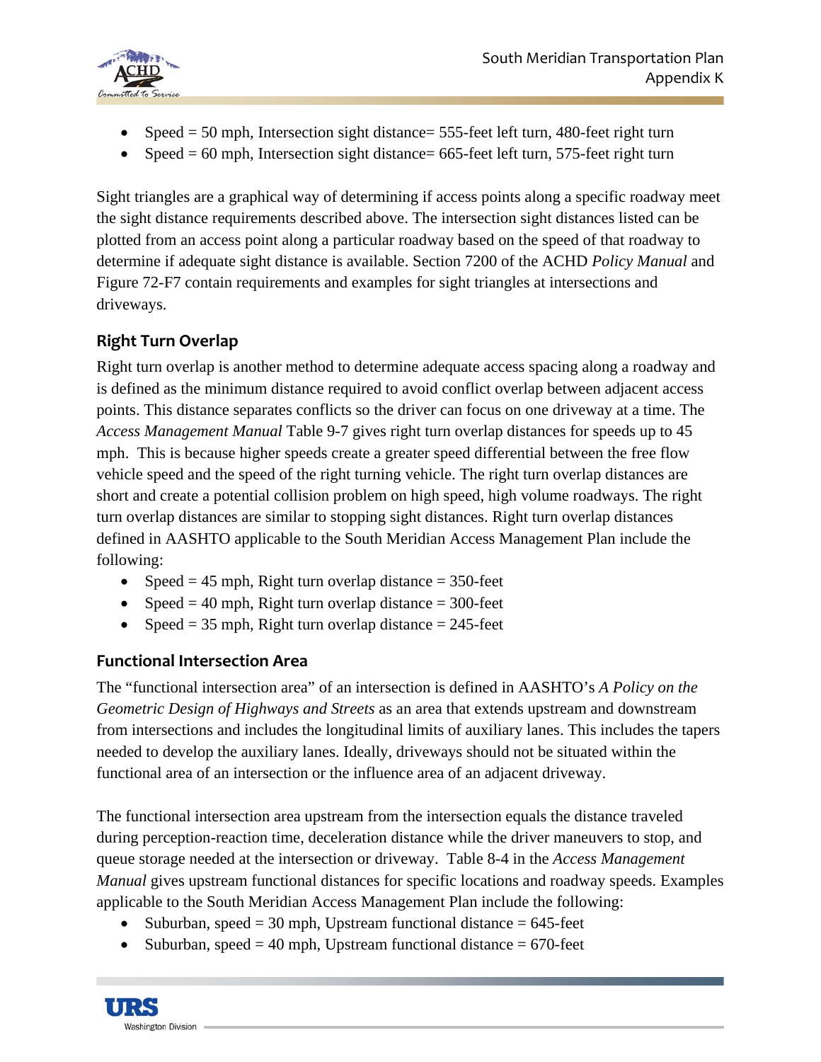- Speed = 50 mph, Intersection sight distance= 555-feet left turn, 480-feet right turn
- Speed = 60 mph, Intersection sight distance= 665-feet left turn, 575-feet right turn

Sight triangles are a graphical way of determining if access points along a specific roadway meet the sight distance requirements described above. The intersection sight distances listed can be plotted from an access point along a particular roadway based on the speed of that roadway to determine if adequate sight distance is available. Section 7200 of the ACHD *Policy Manual* and Figure 72-F7 contain requirements and examples for sight triangles at intersections and driveways.

## Right Turn Overlap

Right turn overlap is another method to determine adequate access spacing along a roadway and is defined as the minimum distance required to avoid conflict overlap between adjacent access points. This distance separates conflicts so the driver can focus on one driveway at a time. The *Access Management Manual* Table 9-7 gives right turn overlap distances for speeds up to 45 mph. This is because higher speeds create a greater speed differential between the free flow vehicle speed and the speed of the right turning vehicle. The right turn overlap distances are short and create a potential collision problem on high speed, high volume roadways. The right turn overlap distances are similar to stopping sight distances. Right turn overlap distances defined in AASHTO applicable to the South Meridian Access Management Plan include the following:

- Speed = 45 mph, Right turn overlap distance = 350-feet
- Speed = 40 mph, Right turn overlap distance = 300-feet
- Speed = 35 mph, Right turn overlap distance = 245-feet

## Functional Intersection Area

The "functional intersection area" of an intersection is defined in AASHTO's *A Policy on the Geometric Design of Highways and Streets* as an area that extends upstream and downstream from intersections and includes the longitudinal limits of auxiliary lanes. This includes the tapers needed to develop the auxiliary lanes. Ideally, driveways should not be situated within the functional area of an intersection or the influence area of an adjacent driveway.

The functional intersection area upstream from the intersection equals the distance traveled during perception-reaction time, deceleration distance while the driver maneuvers to stop, and queue storage needed at the intersection or driveway. Table 8-4 in the *Access Management Manual* gives upstream functional distances for specific locations and roadway speeds. Examples applicable to the South Meridian Access Management Plan include the following:

- Suburban, speed = 30 mph, Upstream functional distance = 645-feet
- Suburban, speed = 40 mph, Upstream functional distance = 670-feet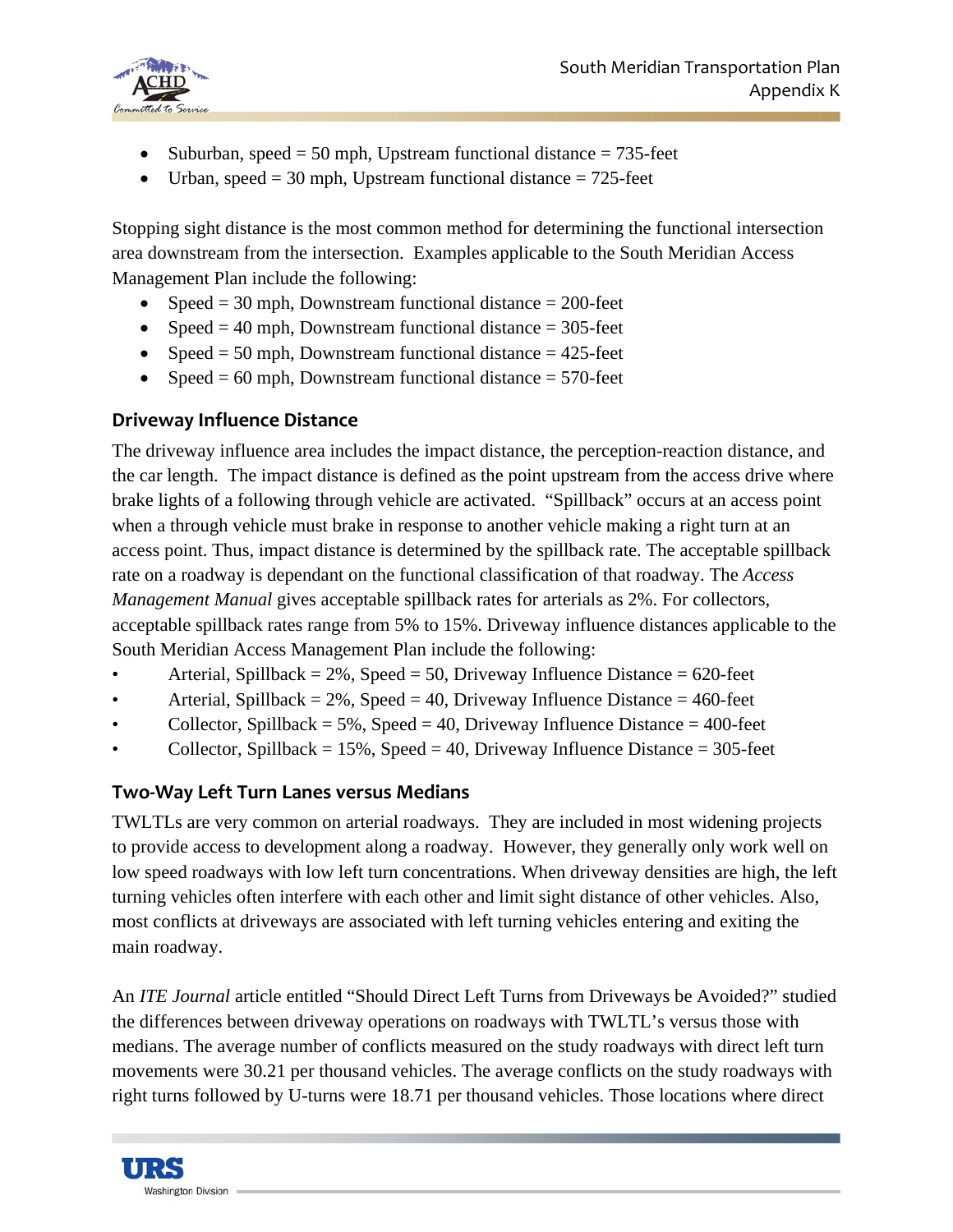- Suburban, speed = 50 mph, Upstream functional distance = 735-feet
- Urban, speed = 30 mph, Upstream functional distance = 725-feet

Stopping sight distance is the most common method for determining the functional intersection area downstream from the intersection. Examples applicable to the South Meridian Access Management Plan include the following:

- Speed = 30 mph, Downstream functional distance = 200-feet
- Speed = 40 mph, Downstream functional distance = 305-feet
- Speed = 50 mph, Downstream functional distance = 425-feet
- Speed = 60 mph, Downstream functional distance = 570-feet

### Driveway Influence Distance

The driveway influence area includes the impact distance, the perception-reaction distance, and the car length. The impact distance is defined as the point upstream from the access drive where brake lights of a following through vehicle are activated. "Spillback" occurs at an access point when a through vehicle must brake in response to another vehicle making a right turn at an access point. Thus, impact distance is determined by the spillback rate. The acceptable spillback rate on a roadway is dependant on the functional classification of that roadway. The *Access Management Manual* gives acceptable spillback rates for arterials as 2%. For collectors, acceptable spillback rates range from 5% to 15%. Driveway influence distances applicable to the South Meridian Access Management Plan include the following:

- Arterial, Spillback = 2%, Speed = 50, Driveway Influence Distance = 620-feet
- Arterial, Spillback = 2%, Speed = 40, Driveway Influence Distance = 460-feet
- Collector, Spillback = 5%, Speed = 40, Driveway Influence Distance = 400-feet
- Collector, Spillback = 15%, Speed = 40, Driveway Influence Distance = 305-feet

### Two-Way Left Turn Lanes versus Medians

TWLTLs are very common on arterial roadways. They are included in most widening projects to provide access to development along a roadway. However, they generally only work well on low speed roadways with low left turn concentrations. When driveway densities are high, the left turning vehicles often interfere with each other and limit sight distance of other vehicles. Also, most conflicts at driveways are associated with left turning vehicles entering and exiting the main roadway.

An *ITE Journal* article entitled "Should Direct Left Turns from Driveways be Avoided?" studied the differences between driveway operations on roadways with TWLTL's versus those with medians. The average number of conflicts measured on the study roadways with direct left turn movements were 30.21 per thousand vehicles. The average conflicts on the study roadways with right turns followed by U-turns were 18.71 per thousand vehicles. Those locations where direct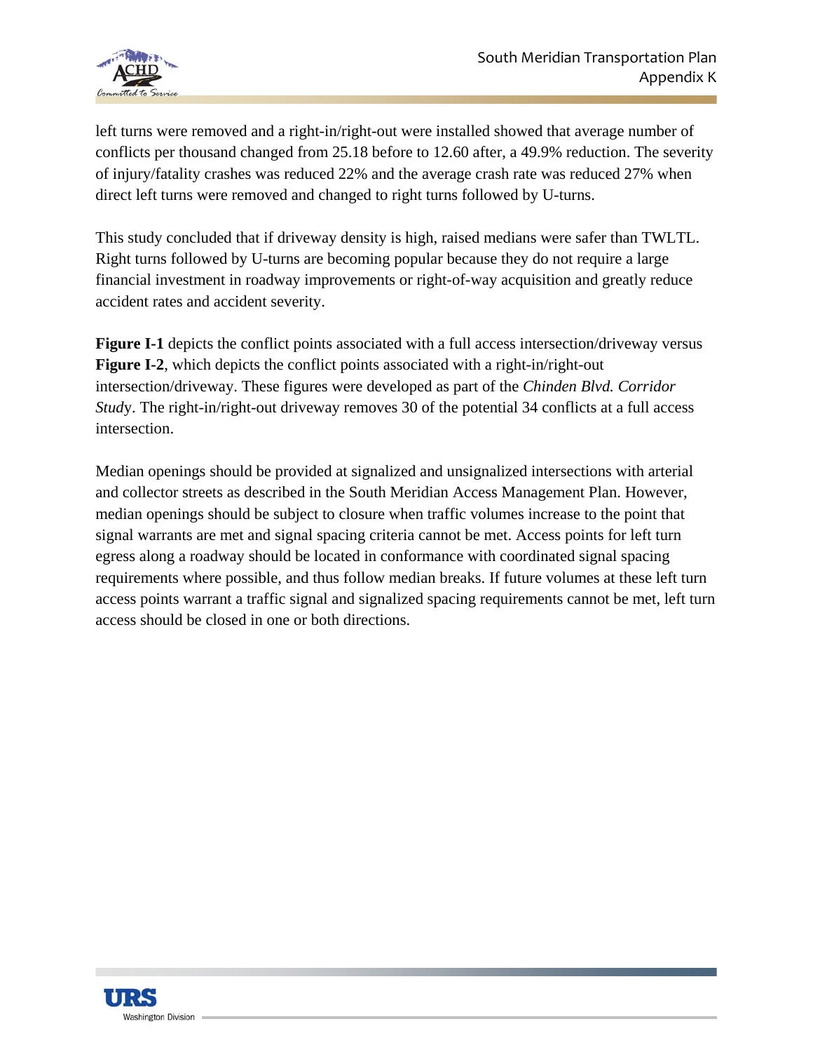left turns were removed and a right-in/right-out were installed showed that average number of conflicts per thousand changed from 25.18 before to 12.60 after, a 49.9% reduction. The severity of injury/fatality crashes was reduced 22% and the average crash rate was reduced 27% when direct left turns were removed and changed to right turns followed by U-turns.

This study concluded that if driveway density is high, raised medians were safer than TWLTL. Right turns followed by U-turns are becoming popular because they do not require a large financial investment in roadway improvements or right-of-way acquisition and greatly reduce accident rates and accident severity.

**Figure I-1** depicts the conflict points associated with a full access intersection/driveway versus **Figure I-2**, which depicts the conflict points associated with a right-in/right-out intersection/driveway. These figures were developed as part of the *Chinden Blvd. Corridor Study*. The right-in/right-out driveway removes 30 of the potential 34 conflicts at a full access intersection.

Median openings should be provided at signalized and unsignalized intersections with arterial and collector streets as described in the South Meridian Access Management Plan. However, median openings should be subject to closure when traffic volumes increase to the point that signal warrants are met and signal spacing criteria cannot be met. Access points for left turn egress along a roadway should be located in conformance with coordinated signal spacing requirements where possible, and thus follow median breaks. If future volumes at these left turn access points warrant a traffic signal and signalized spacing requirements cannot be met, left turn access should be closed in one or both directions.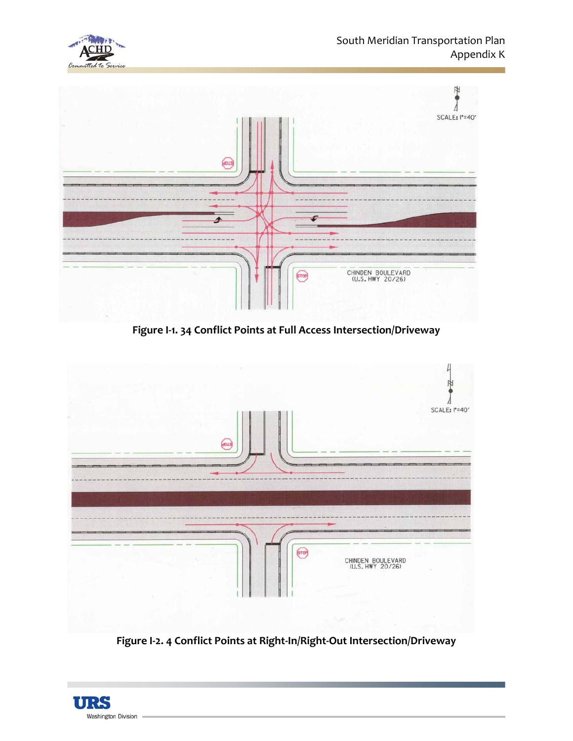**Figure I-1. 34 Conflict Points at Full Access Intersection/Driveway**

**Figure I-2. 4 Conflict Points at Right-In/Right-Out Intersection/Driveway**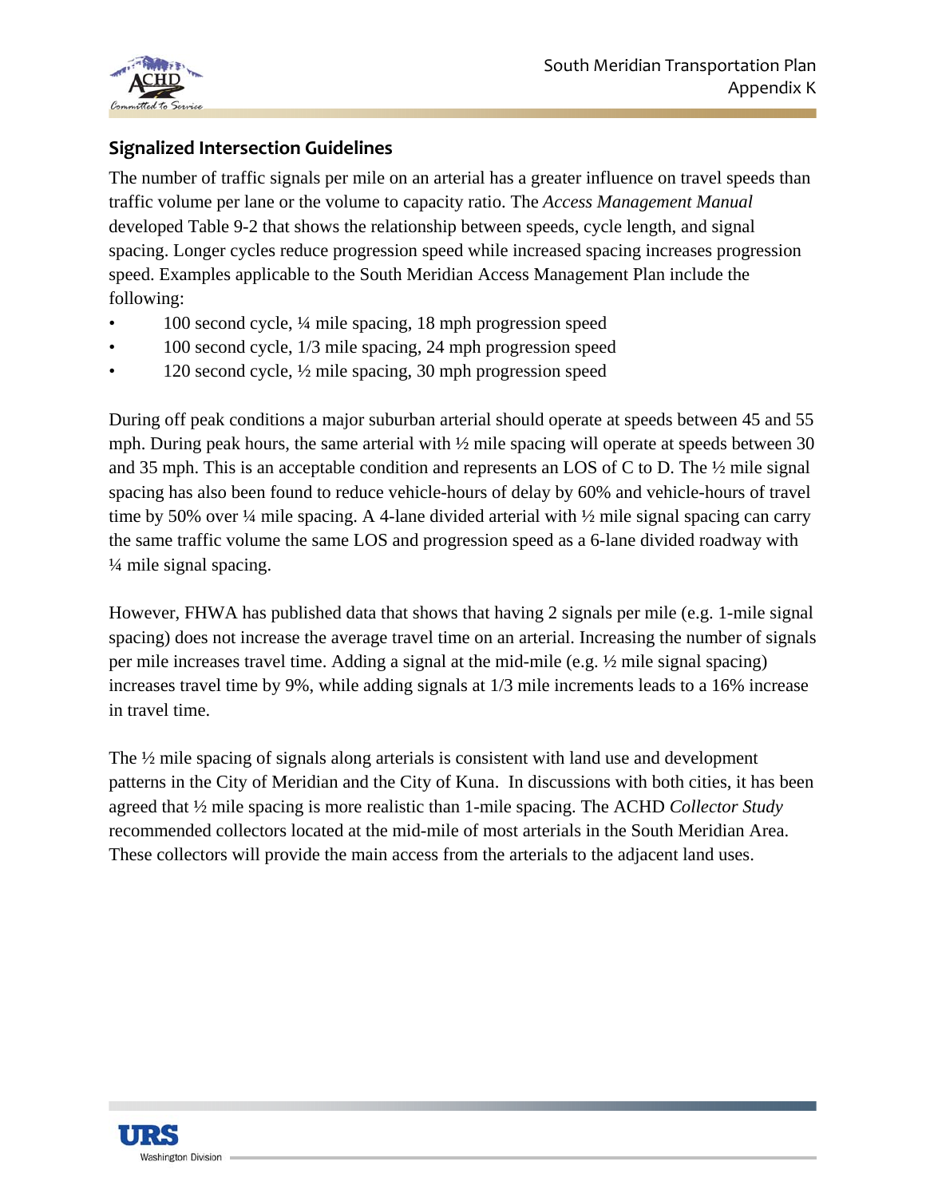## Signalized Intersection Guidelines

The number of traffic signals per mile on an arterial has a greater influence on travel speeds than traffic volume per lane or the volume to capacity ratio. The *Access Management Manual* developed Table 9-2 that shows the relationship between speeds, cycle length, and signal spacing. Longer cycles reduce progression speed while increased spacing increases progression speed. Examples applicable to the South Meridian Access Management Plan include the following:

- 100 second cycle, ¼ mile spacing, 18 mph progression speed
- 100 second cycle, 1/3 mile spacing, 24 mph progression speed
- 120 second cycle, ½ mile spacing, 30 mph progression speed

During off peak conditions a major suburban arterial should operate at speeds between 45 and 55 mph. During peak hours, the same arterial with ½ mile spacing will operate at speeds between 30 and 35 mph. This is an acceptable condition and represents an LOS of C to D. The ½ mile signal spacing has also been found to reduce vehicle-hours of delay by 60% and vehicle-hours of travel time by 50% over ¼ mile spacing. A 4-lane divided arterial with ½ mile signal spacing can carry the same traffic volume the same LOS and progression speed as a 6-lane divided roadway with ¼ mile signal spacing.

However, FHWA has published data that shows that having 2 signals per mile (e.g. 1-mile signal spacing) does not increase the average travel time on an arterial. Increasing the number of signals per mile increases travel time. Adding a signal at the mid-mile (e.g. ½ mile signal spacing) increases travel time by 9%, while adding signals at 1/3 mile increments leads to a 16% increase in travel time.

The ½ mile spacing of signals along arterials is consistent with land use and development patterns in the City of Meridian and the City of Kuna. In discussions with both cities, it has been agreed that ½ mile spacing is more realistic than 1-mile spacing. The ACHD *Collector Study* recommended collectors located at the mid-mile of most arterials in the South Meridian Area. These collectors will provide the main access from the arterials to the adjacent land uses.